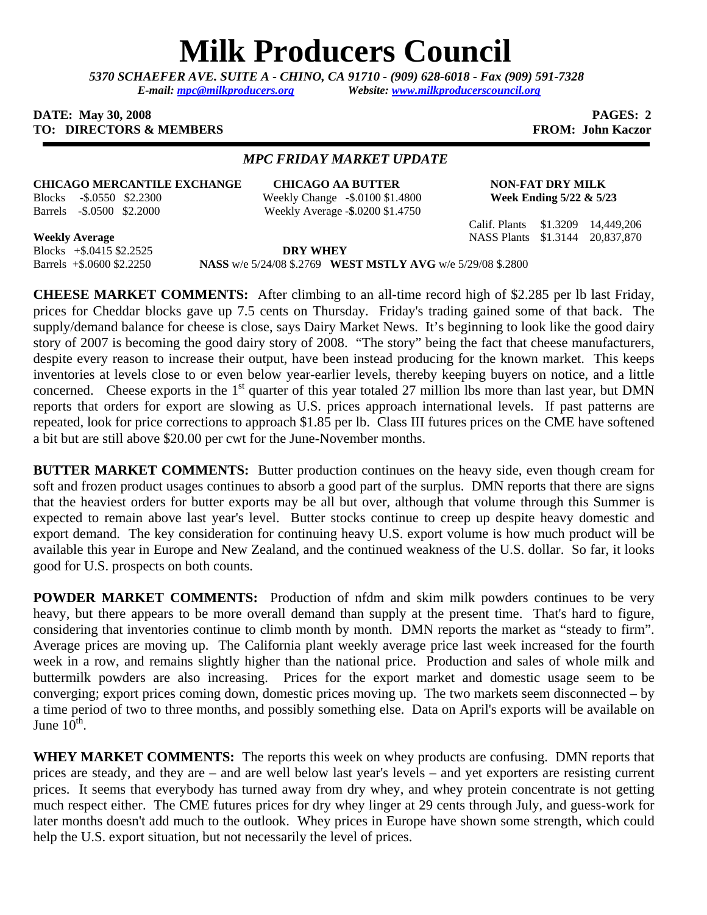# Milk Producers Council

*5370 SCHAEFER AVE. SUITE A - CHINO, CA 91710 - (909) 628-6018 - Fax (909) 591-7328*
*E-mail: mpc@milkproducers.org Website: www.milkproducerscouncil.org*

**DATE: May 30, 2008** **PAGES: 2**
**TO: DIRECTORS & MEMBERS** **FROM: John Kaczor**

## *MPC FRIDAY MARKET UPDATE*

**CHICAGO MERCANTILE EXCHANGE**
Blocks -$.0550 $2.2300
Barrels -$.0500 $2.2000

**Weekly Average**
Blocks +$.0415 $2.2525
Barrels +$.0600 $2.2250

**CHICAGO AA BUTTER**
Weekly Change -$.0100 $1.4800
Weekly Average -$.0200 $1.4750

**NON-FAT DRY MILK**
**Week Ending 5/22 & 5/23**

| | | |
|---|---|---|
| Calif. Plants | $1.3209 | 14,449,206 |
| NASS Plants | $1.3144 | 20,837,870 |

**DRY WHEY**
**NASS** w/e 5/24/08 $.2769 **WEST MSTLY AVG** w/e 5/29/08 $.2800

**CHEESE MARKET COMMENTS:** After climbing to an all-time record high of $2.285 per lb last Friday, prices for Cheddar blocks gave up 7.5 cents on Thursday. Friday's trading gained some of that back. The supply/demand balance for cheese is close, says Dairy Market News. It's beginning to look like the good dairy story of 2007 is becoming the good dairy story of 2008. "The story" being the fact that cheese manufacturers, despite every reason to increase their output, have been instead producing for the known market. This keeps inventories at levels close to or even below year-earlier levels, thereby keeping buyers on notice, and a little concerned. Cheese exports in the 1st quarter of this year totaled 27 million lbs more than last year, but DMN reports that orders for export are slowing as U.S. prices approach international levels. If past patterns are repeated, look for price corrections to approach $1.85 per lb. Class III futures prices on the CME have softened a bit but are still above $20.00 per cwt for the June-November months.

**BUTTER MARKET COMMENTS:** Butter production continues on the heavy side, even though cream for soft and frozen product usages continues to absorb a good part of the surplus. DMN reports that there are signs that the heaviest orders for butter exports may be all but over, although that volume through this Summer is expected to remain above last year's level. Butter stocks continue to creep up despite heavy domestic and export demand. The key consideration for continuing heavy U.S. export volume is how much product will be available this year in Europe and New Zealand, and the continued weakness of the U.S. dollar. So far, it looks good for U.S. prospects on both counts.

**POWDER MARKET COMMENTS:** Production of nfdm and skim milk powders continues to be very heavy, but there appears to be more overall demand than supply at the present time. That's hard to figure, considering that inventories continue to climb month by month. DMN reports the market as "steady to firm". Average prices are moving up. The California plant weekly average price last week increased for the fourth week in a row, and remains slightly higher than the national price. Production and sales of whole milk and buttermilk powders are also increasing. Prices for the export market and domestic usage seem to be converging; export prices coming down, domestic prices moving up. The two markets seem disconnected – by a time period of two to three months, and possibly something else. Data on April's exports will be available on June 10th.

**WHEY MARKET COMMENTS:** The reports this week on whey products are confusing. DMN reports that prices are steady, and they are – and are well below last year's levels – and yet exporters are resisting current prices. It seems that everybody has turned away from dry whey, and whey protein concentrate is not getting much respect either. The CME futures prices for dry whey linger at 29 cents through July, and guess-work for later months doesn't add much to the outlook. Whey prices in Europe have shown some strength, which could help the U.S. export situation, but not necessarily the level of prices.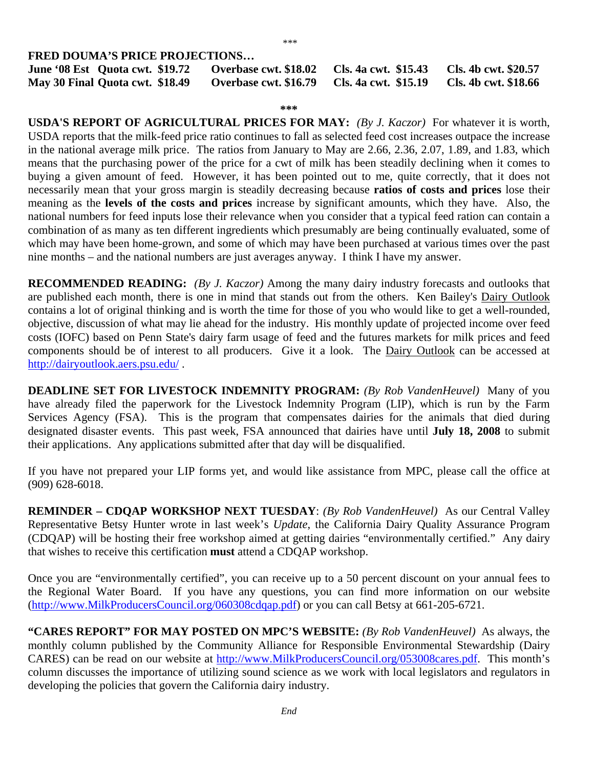\*\*\*

**FRED DOUMA'S PRICE PROJECTIONS…**

| | | | | |
|---|---|---|---|---|
| **June '08 Est** | **Quota cwt. $19.72** | **Overbase cwt. $18.02** | **Cls. 4a cwt. $15.43** | **Cls. 4b cwt. $20.57** |
| **May 30 Final** | **Quota cwt. $18.49** | **Overbase cwt. $16.79** | **Cls. 4a cwt. $15.19** | **Cls. 4b cwt. $18.66** |

**\*\*\***

**USDA'S REPORT OF AGRICULTURAL PRICES FOR MAY:** *(By J. Kaczor)* For whatever it is worth, USDA reports that the milk-feed price ratio continues to fall as selected feed cost increases outpace the increase in the national average milk price. The ratios from January to May are 2.66, 2.36, 2.07, 1.89, and 1.83, which means that the purchasing power of the price for a cwt of milk has been steadily declining when it comes to buying a given amount of feed. However, it has been pointed out to me, quite correctly, that it does not necessarily mean that your gross margin is steadily decreasing because **ratios of costs and prices** lose their meaning as the **levels of the costs and prices** increase by significant amounts, which they have. Also, the national numbers for feed inputs lose their relevance when you consider that a typical feed ration can contain a combination of as many as ten different ingredients which presumably are being continually evaluated, some of which may have been home-grown, and some of which may have been purchased at various times over the past nine months – and the national numbers are just averages anyway. I think I have my answer.

**RECOMMENDED READING:** *(By J. Kaczor)* Among the many dairy industry forecasts and outlooks that are published each month, there is one in mind that stands out from the others. Ken Bailey's Dairy Outlook contains a lot of original thinking and is worth the time for those of you who would like to get a well-rounded, objective, discussion of what may lie ahead for the industry. His monthly update of projected income over feed costs (IOFC) based on Penn State's dairy farm usage of feed and the futures markets for milk prices and feed components should be of interest to all producers. Give it a look. The Dairy Outlook can be accessed at http://dairyoutlook.aers.psu.edu/ .

**DEADLINE SET FOR LIVESTOCK INDEMNITY PROGRAM:** *(By Rob VandenHeuvel)* Many of you have already filed the paperwork for the Livestock Indemnity Program (LIP), which is run by the Farm Services Agency (FSA). This is the program that compensates dairies for the animals that died during designated disaster events. This past week, FSA announced that dairies have until **July 18, 2008** to submit their applications. Any applications submitted after that day will be disqualified.

If you have not prepared your LIP forms yet, and would like assistance from MPC, please call the office at (909) 628-6018.

**REMINDER – CDQAP WORKSHOP NEXT TUESDAY**: *(By Rob VandenHeuvel)* As our Central Valley Representative Betsy Hunter wrote in last week's *Update*, the California Dairy Quality Assurance Program (CDQAP) will be hosting their free workshop aimed at getting dairies "environmentally certified." Any dairy that wishes to receive this certification **must** attend a CDQAP workshop.

Once you are "environmentally certified", you can receive up to a 50 percent discount on your annual fees to the Regional Water Board. If you have any questions, you can find more information on our website (http://www.MilkProducersCouncil.org/060308cdqap.pdf) or you can call Betsy at 661-205-6721.

**"CARES REPORT" FOR MAY POSTED ON MPC'S WEBSITE:** *(By Rob VandenHeuvel)* As always, the monthly column published by the Community Alliance for Responsible Environmental Stewardship (Dairy CARES) can be read on our website at http://www.MilkProducersCouncil.org/053008cares.pdf. This month's column discusses the importance of utilizing sound science as we work with local legislators and regulators in developing the policies that govern the California dairy industry.

*End*